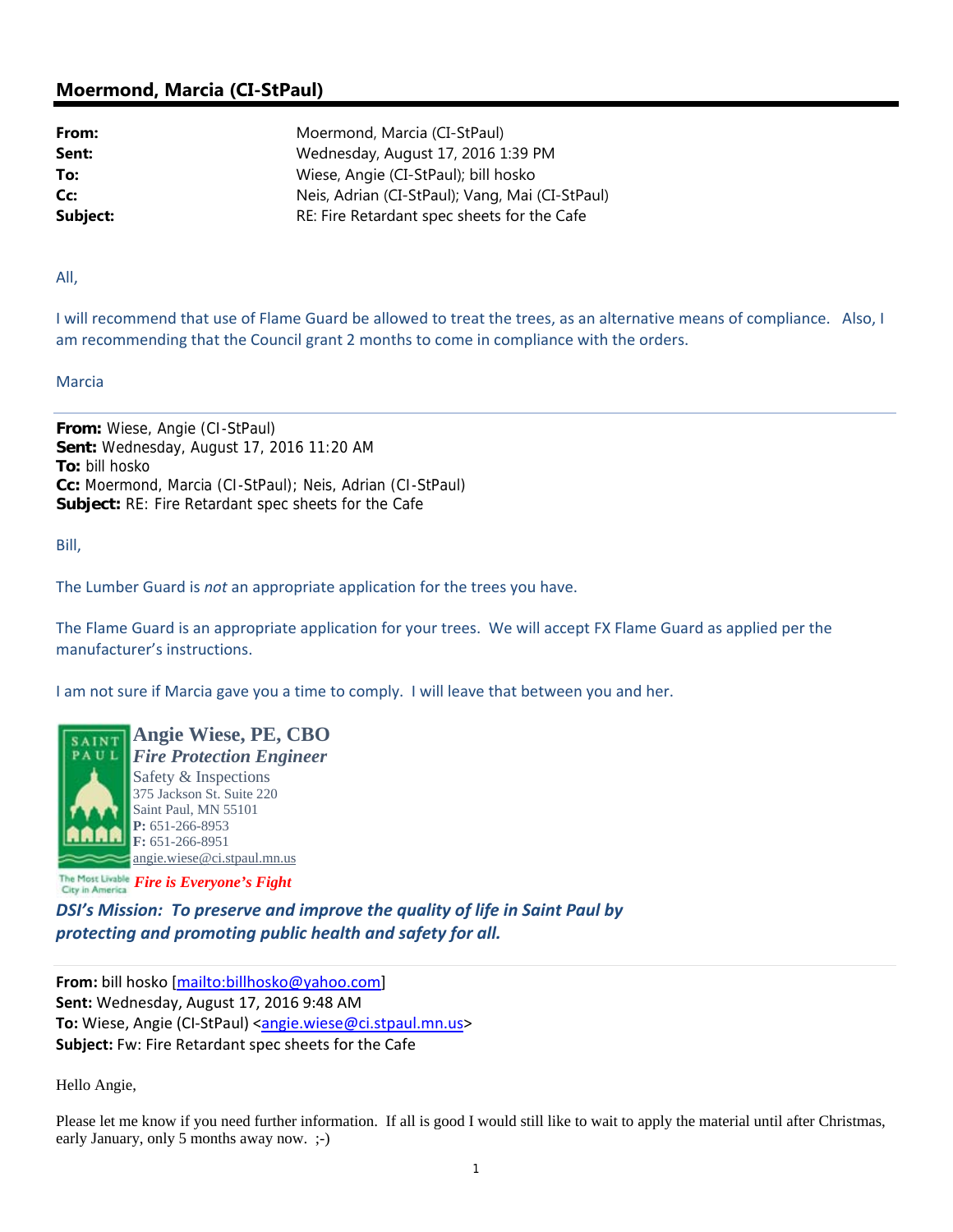## Moermond, Marcia (CI-StPaul)

| | |
|---|---|
| **From:** | Moermond, Marcia (CI-StPaul) |
| **Sent:** | Wednesday, August 17, 2016 1:39 PM |
| **To:** | Wiese, Angie (CI-StPaul); bill hosko |
| **Cc:** | Neis, Adrian (CI-StPaul); Vang, Mai (CI-StPaul) |
| **Subject:** | RE: Fire Retardant spec sheets for the Cafe |

All,

I will recommend that use of Flame Guard be allowed to treat the trees, as an alternative means of compliance. Also, I am recommending that the Council grant 2 months to come in compliance with the orders.

Marcia

---

**From:** Wiese, Angie (CI-StPaul)
**Sent:** Wednesday, August 17, 2016 11:20 AM
**To:** bill hosko
**Cc:** Moermond, Marcia (CI-StPaul); Neis, Adrian (CI-StPaul)
**Subject:** RE: Fire Retardant spec sheets for the Cafe

Bill,

The Lumber Guard is *not* an appropriate application for the trees you have.

The Flame Guard is an appropriate application for your trees. We will accept FX Flame Guard as applied per the manufacturer's instructions.

I am not sure if Marcia gave you a time to comply. I will leave that between you and her.

SAINT PAUL
The Most Livable City in America

**Angie Wiese, PE, CBO**
***Fire Protection Engineer***
Safety & Inspections
375 Jackson St. Suite 220
Saint Paul, MN 55101
**P:** 651-266-8953
**F:** 651-266-8951
angie.wiese@ci.stpaul.mn.us
***Fire is Everyone's Fight***

***DSI's Mission: To preserve and improve the quality of life in Saint Paul by protecting and promoting public health and safety for all.***

---

**From:** bill hosko [mailto:billhosko@yahoo.com]
**Sent:** Wednesday, August 17, 2016 9:48 AM
**To:** Wiese, Angie (CI-StPaul) <angie.wiese@ci.stpaul.mn.us>
**Subject:** Fw: Fire Retardant spec sheets for the Cafe

Hello Angie,

Please let me know if you need further information. If all is good I would still like to wait to apply the material until after Christmas, early January, only 5 months away now. ;-)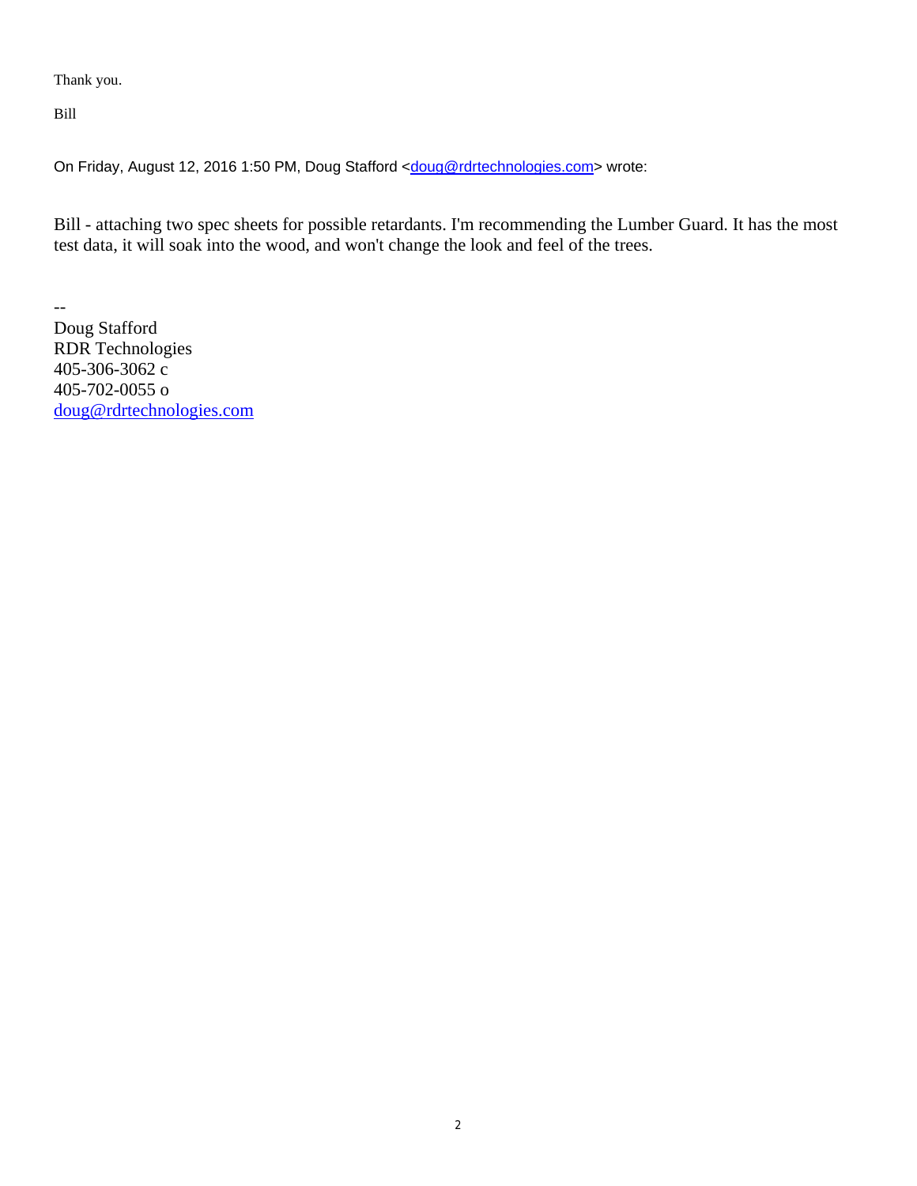Thank you.

Bill

On Friday, August 12, 2016 1:50 PM, Doug Stafford <doug@rdrtechnologies.com> wrote:

Bill - attaching two spec sheets for possible retardants. I'm recommending the Lumber Guard. It has the most test data, it will soak into the wood, and won't change the look and feel of the trees.

--
Doug Stafford
RDR Technologies
405-306-3062 c
405-702-0055 o
doug@rdrtechnologies.com